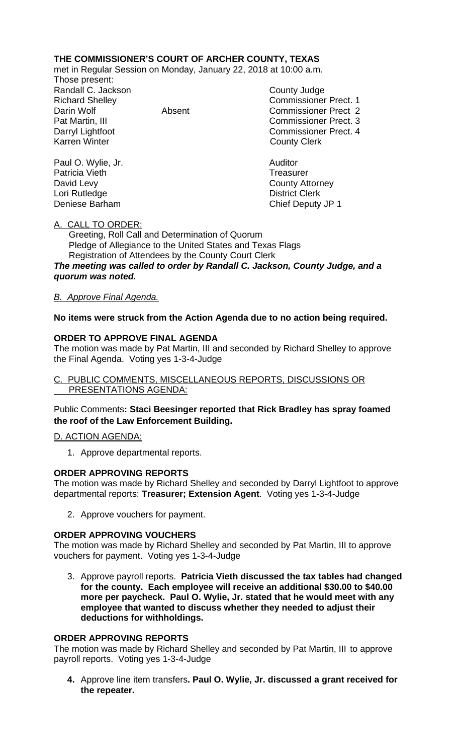**THE COMMISSIONER'S COURT OF ARCHER COUNTY, TEXAS**

met in Regular Session on Monday, January 22, 2018 at 10:00 a.m.

Those present:

| | | |
|---|---|---|
| Randall C. Jackson | | County Judge |
| Richard Shelley | | Commissioner Prect. 1 |
| Darin Wolf | Absent | Commissioner Prect 2 |
| Pat Martin, III | | Commissioner Prect. 3 |
| Darryl Lightfoot | | Commissioner Prect. 4 |
| Karren Winter | | County Clerk |
| Paul O. Wylie, Jr. | | Auditor |
| Patricia Vieth | | Treasurer |
| David Levy | | County Attorney |
| Lori Rutledge | | District Clerk |
| Deniese Barham | | Chief Deputy JP 1 |

A. CALL TO ORDER:

Greeting, Roll Call and Determination of Quorum
Pledge of Allegiance to the United States and Texas Flags
Registration of Attendees by the County Court Clerk

***The meeting was called to order by Randall C. Jackson, County Judge, and a quorum was noted.***

*B. Approve Final Agenda.*

**No items were struck from the Action Agenda due to no action being required.**

**ORDER TO APPROVE FINAL AGENDA**

The motion was made by Pat Martin, III and seconded by Richard Shelley to approve the Final Agenda. Voting yes 1-3-4-Judge

C. PUBLIC COMMENTS, MISCELLANEOUS REPORTS, DISCUSSIONS OR PRESENTATIONS AGENDA:

Public Comments**: Staci Beesinger reported that Rick Bradley has spray foamed the roof of the Law Enforcement Building.**

D. ACTION AGENDA:

1. Approve departmental reports.

**ORDER APPROVING REPORTS**

The motion was made by Richard Shelley and seconded by Darryl Lightfoot to approve departmental reports: **Treasurer; Extension Agent**. Voting yes 1-3-4-Judge

2. Approve vouchers for payment.

**ORDER APPROVING VOUCHERS**

The motion was made by Richard Shelley and seconded by Pat Martin, III to approve vouchers for payment. Voting yes 1-3-4-Judge

3. Approve payroll reports. **Patricia Vieth discussed the tax tables had changed for the county. Each employee will receive an additional $30.00 to $40.00 more per paycheck. Paul O. Wylie, Jr. stated that he would meet with any employee that wanted to discuss whether they needed to adjust their deductions for withholdings.**

**ORDER APPROVING REPORTS**

The motion was made by Richard Shelley and seconded by Pat Martin, III to approve payroll reports. Voting yes 1-3-4-Judge

4. Approve line item transfers**. Paul O. Wylie, Jr. discussed a grant received for the repeater.**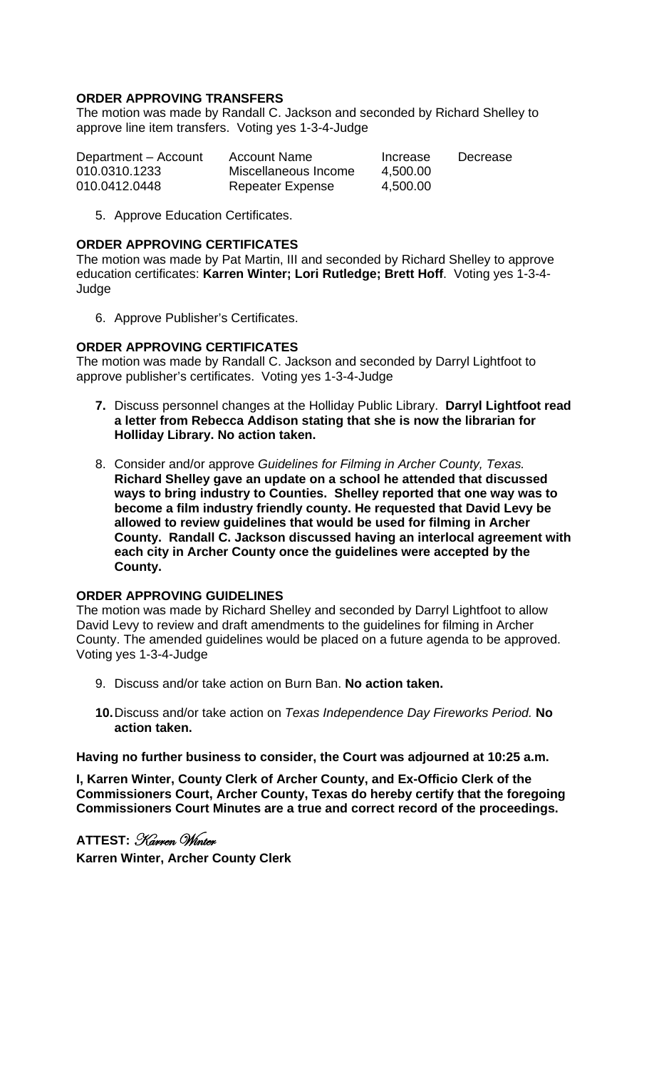**ORDER APPROVING TRANSFERS**
The motion was made by Randall C. Jackson and seconded by Richard Shelley to approve line item transfers. Voting yes 1-3-4-Judge

| Department – Account | Account Name | Increase | Decrease |
|---|---|---|---|
| 010.0310.1233 | Miscellaneous Income | 4,500.00 | |
| 010.0412.0448 | Repeater Expense | 4,500.00 | |

5. Approve Education Certificates.

**ORDER APPROVING CERTIFICATES**
The motion was made by Pat Martin, III and seconded by Richard Shelley to approve education certificates: **Karren Winter; Lori Rutledge; Brett Hoff**. Voting yes 1-3-4-Judge

6. Approve Publisher's Certificates.

**ORDER APPROVING CERTIFICATES**
The motion was made by Randall C. Jackson and seconded by Darryl Lightfoot to approve publisher's certificates. Voting yes 1-3-4-Judge

7. Discuss personnel changes at the Holliday Public Library. **Darryl Lightfoot read a letter from Rebecca Addison stating that she is now the librarian for Holliday Library. No action taken.**

8. Consider and/or approve *Guidelines for Filming in Archer County, Texas.* **Richard Shelley gave an update on a school he attended that discussed ways to bring industry to Counties. Shelley reported that one way was to become a film industry friendly county. He requested that David Levy be allowed to review guidelines that would be used for filming in Archer County. Randall C. Jackson discussed having an interlocal agreement with each city in Archer County once the guidelines were accepted by the County.**

**ORDER APPROVING GUIDELINES**
The motion was made by Richard Shelley and seconded by Darryl Lightfoot to allow David Levy to review and draft amendments to the guidelines for filming in Archer County. The amended guidelines would be placed on a future agenda to be approved. Voting yes 1-3-4-Judge

9. Discuss and/or take action on Burn Ban. **No action taken.**

10. Discuss and/or take action on *Texas Independence Day Fireworks Period.* **No action taken.**

**Having no further business to consider, the Court was adjourned at 10:25 a.m.**

**I, Karren Winter, County Clerk of Archer County, and Ex-Officio Clerk of the Commissioners Court, Archer County, Texas do hereby certify that the foregoing Commissioners Court Minutes are a true and correct record of the proceedings.**

**ATTEST:** *Karren Winter*
**Karren Winter, Archer County Clerk**